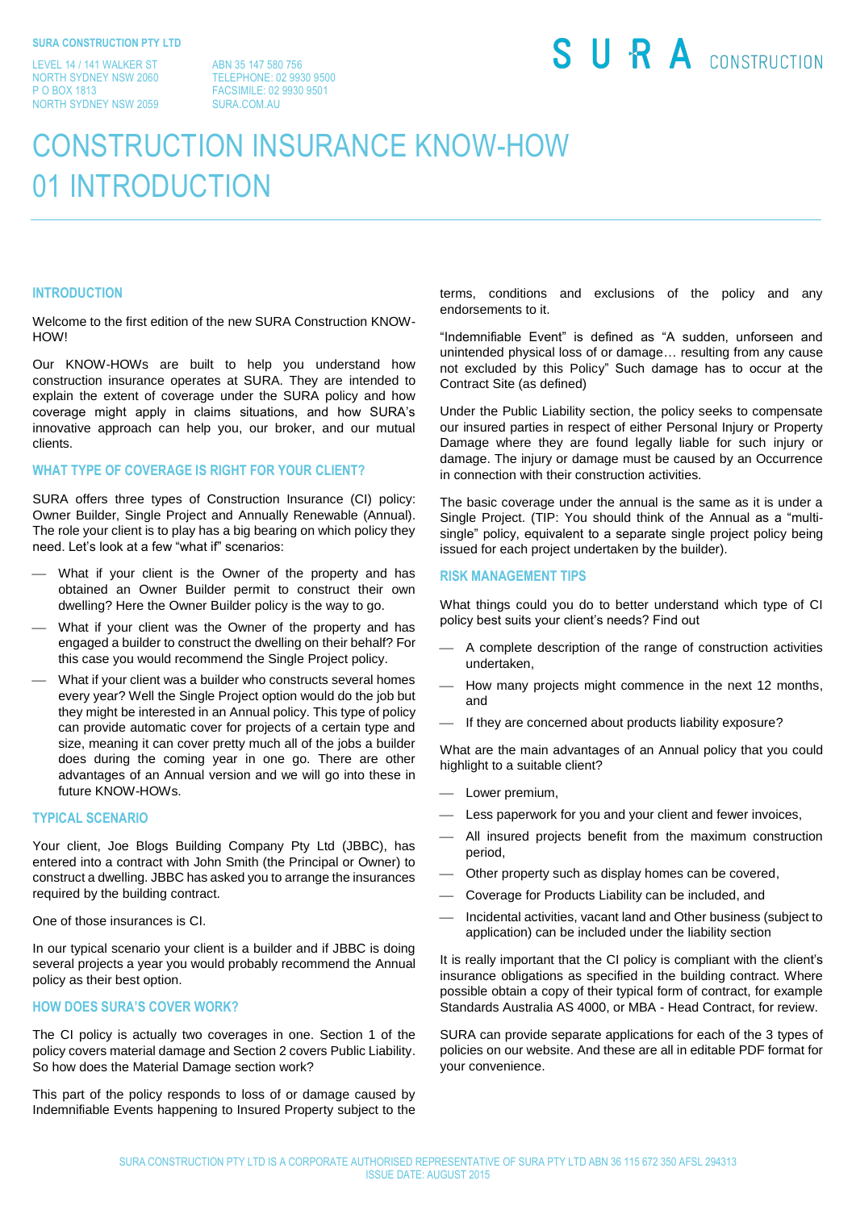**SURA CONSTRUCTION PTY LTD**

LEVEL 14 / 141 WALKER ST
NORTH SYDNEY NSW 2060
P O BOX 1813
NORTH SYDNEY NSW 2059

ABN 35 147 580 756
TELEPHONE: 02 9930 9500
FACSIMILE: 02 9930 9501
SURA.COM.AU

SURA CONSTRUCTION

# CONSTRUCTION INSURANCE KNOW-HOW
# 01 INTRODUCTION

## INTRODUCTION

Welcome to the first edition of the new SURA Construction KNOW-HOW!

Our KNOW-HOWs are built to help you understand how construction insurance operates at SURA. They are intended to explain the extent of coverage under the SURA policy and how coverage might apply in claims situations, and how SURA's innovative approach can help you, our broker, and our mutual clients.

## WHAT TYPE OF COVERAGE IS RIGHT FOR YOUR CLIENT?

SURA offers three types of Construction Insurance (CI) policy: Owner Builder, Single Project and Annually Renewable (Annual). The role your client is to play has a big bearing on which policy they need. Let's look at a few "what if" scenarios:

- What if your client is the Owner of the property and has obtained an Owner Builder permit to construct their own dwelling? Here the Owner Builder policy is the way to go.
- What if your client was the Owner of the property and has engaged a builder to construct the dwelling on their behalf? For this case you would recommend the Single Project policy.
- What if your client was a builder who constructs several homes every year? Well the Single Project option would do the job but they might be interested in an Annual policy. This type of policy can provide automatic cover for projects of a certain type and size, meaning it can cover pretty much all of the jobs a builder does during the coming year in one go. There are other advantages of an Annual version and we will go into these in future KNOW-HOWs.

## TYPICAL SCENARIO

Your client, Joe Blogs Building Company Pty Ltd (JBBC), has entered into a contract with John Smith (the Principal or Owner) to construct a dwelling. JBBC has asked you to arrange the insurances required by the building contract.

One of those insurances is CI.

In our typical scenario your client is a builder and if JBBC is doing several projects a year you would probably recommend the Annual policy as their best option.

## HOW DOES SURA'S COVER WORK?

The CI policy is actually two coverages in one. Section 1 of the policy covers material damage and Section 2 covers Public Liability. So how does the Material Damage section work?

This part of the policy responds to loss of or damage caused by Indemnifiable Events happening to Insured Property subject to the terms, conditions and exclusions of the policy and any endorsements to it.

"Indemnifiable Event" is defined as "A sudden, unforseen and unintended physical loss of or damage… resulting from any cause not excluded by this Policy" Such damage has to occur at the Contract Site (as defined)

Under the Public Liability section, the policy seeks to compensate our insured parties in respect of either Personal Injury or Property Damage where they are found legally liable for such injury or damage. The injury or damage must be caused by an Occurrence in connection with their construction activities.

The basic coverage under the annual is the same as it is under a Single Project. (TIP: You should think of the Annual as a "multi-single" policy, equivalent to a separate single project policy being issued for each project undertaken by the builder).

## RISK MANAGEMENT TIPS

What things could you do to better understand which type of CI policy best suits your client's needs? Find out

- A complete description of the range of construction activities undertaken,
- How many projects might commence in the next 12 months, and
- If they are concerned about products liability exposure?

What are the main advantages of an Annual policy that you could highlight to a suitable client?

- Lower premium,
- Less paperwork for you and your client and fewer invoices,
- All insured projects benefit from the maximum construction period,
- Other property such as display homes can be covered,
- Coverage for Products Liability can be included, and
- Incidental activities, vacant land and Other business (subject to application) can be included under the liability section

It is really important that the CI policy is compliant with the client's insurance obligations as specified in the building contract. Where possible obtain a copy of their typical form of contract, for example Standards Australia AS 4000, or MBA - Head Contract, for review.

SURA can provide separate applications for each of the 3 types of policies on our website. And these are all in editable PDF format for your convenience.

SURA CONSTRUCTION PTY LTD IS A CORPORATE AUTHORISED REPRESENTATIVE OF SURA PTY LTD ABN 36 115 672 350 AFSL 294313
ISSUE DATE: AUGUST 2015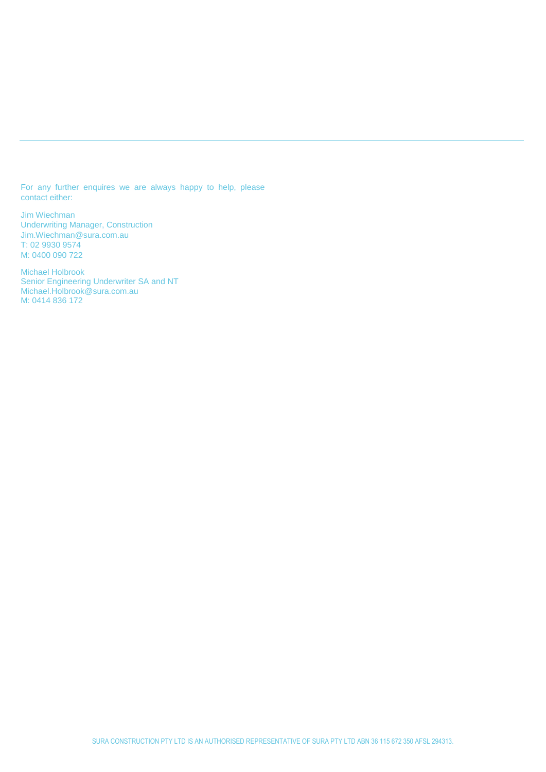For any further enquires we are always happy to help, please contact either:

Jim Wiechman
Underwriting Manager, Construction
Jim.Wiechman@sura.com.au
T: 02 9930 9574
M: 0400 090 722

Michael Holbrook
Senior Engineering Underwriter SA and NT
Michael.Holbrook@sura.com.au
M: 0414 836 172

SURA CONSTRUCTION PTY LTD IS AN AUTHORISED REPRESENTATIVE OF SURA PTY LTD ABN 36 115 672 350 AFSL 294313.